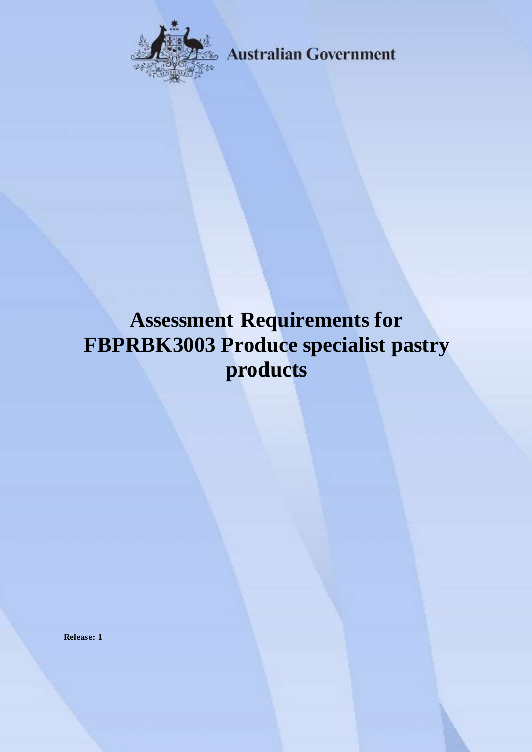Australian Government

# Assessment Requirements for FBPRBK3003 Produce specialist pastry products

**Release: 1**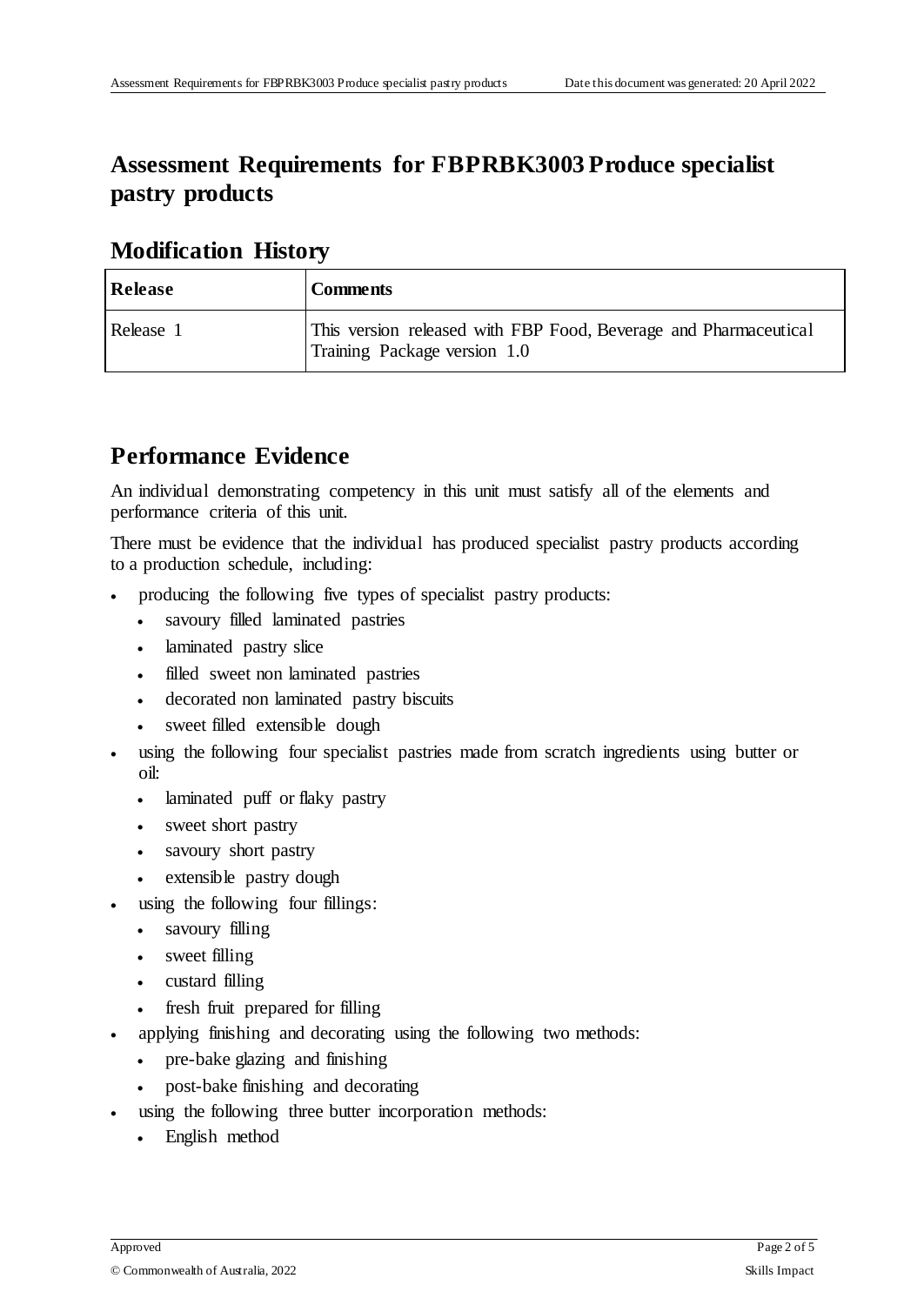# Assessment Requirements for FBPRBK3003 Produce specialist pastry products

## Modification History

| Release | Comments |
| --- | --- |
| Release 1 | This version released with FBP Food, Beverage and Pharmaceutical Training Package version 1.0 |

## Performance Evidence

An individual demonstrating competency in this unit must satisfy all of the elements and performance criteria of this unit.

There must be evidence that the individual has produced specialist pastry products according to a production schedule, including:

- producing the following five types of specialist pastry products:
  - savoury filled laminated pastries
  - laminated pastry slice
  - filled sweet non laminated pastries
  - decorated non laminated pastry biscuits
  - sweet filled extensible dough
- using the following four specialist pastries made from scratch ingredients using butter or oil:
  - laminated puff or flaky pastry
  - sweet short pastry
  - savoury short pastry
  - extensible pastry dough
- using the following four fillings:
  - savoury filling
  - sweet filling
  - custard filling
  - fresh fruit prepared for filling
- applying finishing and decorating using the following two methods:
  - pre-bake glazing and finishing
  - post-bake finishing and decorating
- using the following three butter incorporation methods:
  - English method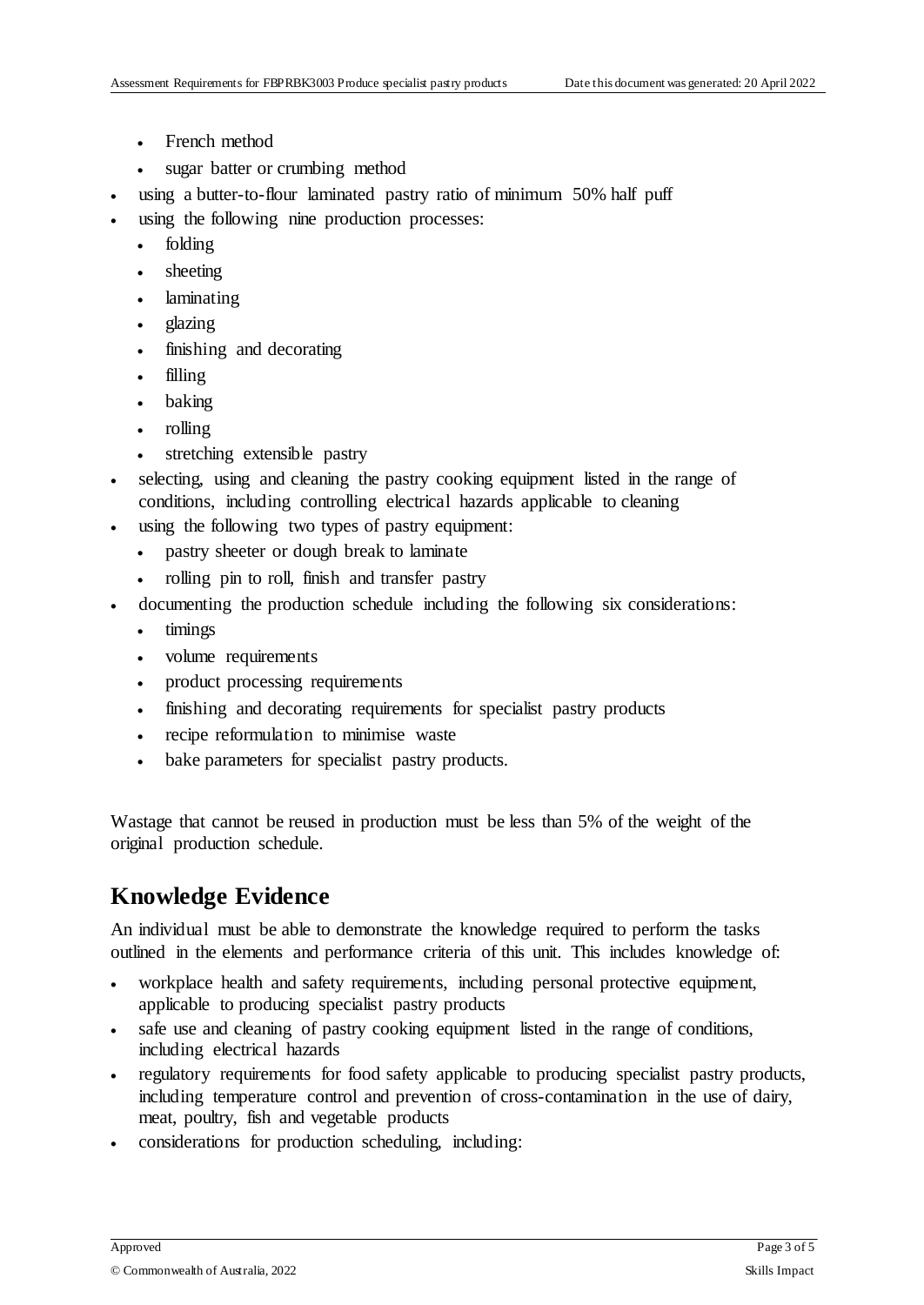- French method
  - sugar batter or crumbing method
- using a butter-to-flour laminated pastry ratio of minimum 50% half puff
- using the following nine production processes:
  - folding
  - sheeting
  - laminating
  - glazing
  - finishing and decorating
  - filling
  - baking
  - rolling
  - stretching extensible pastry
- selecting, using and cleaning the pastry cooking equipment listed in the range of conditions, including controlling electrical hazards applicable to cleaning
- using the following two types of pastry equipment:
  - pastry sheeter or dough break to laminate
  - rolling pin to roll, finish and transfer pastry
- documenting the production schedule including the following six considerations:
  - timings
  - volume requirements
  - product processing requirements
  - finishing and decorating requirements for specialist pastry products
  - recipe reformulation to minimise waste
  - bake parameters for specialist pastry products.

Wastage that cannot be reused in production must be less than 5% of the weight of the original production schedule.

## Knowledge Evidence

An individual must be able to demonstrate the knowledge required to perform the tasks outlined in the elements and performance criteria of this unit. This includes knowledge of:

- workplace health and safety requirements, including personal protective equipment, applicable to producing specialist pastry products
- safe use and cleaning of pastry cooking equipment listed in the range of conditions, including electrical hazards
- regulatory requirements for food safety applicable to producing specialist pastry products, including temperature control and prevention of cross-contamination in the use of dairy, meat, poultry, fish and vegetable products
- considerations for production scheduling, including: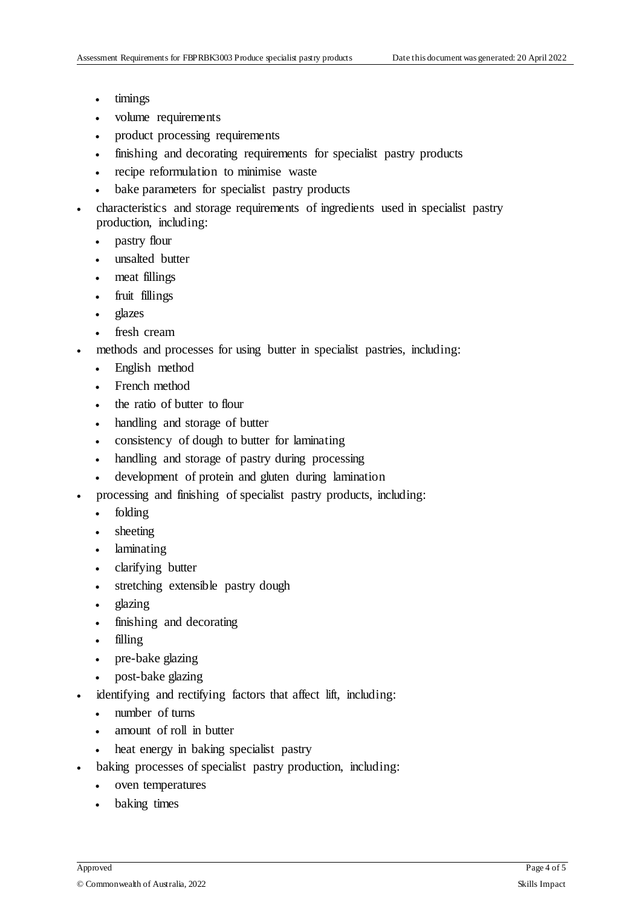- timings
    - volume requirements
    - product processing requirements
    - finishing and decorating requirements for specialist pastry products
    - recipe reformulation to minimise waste
    - bake parameters for specialist pastry products
- characteristics and storage requirements of ingredients used in specialist pastry production, including:
    - pastry flour
    - unsalted butter
    - meat fillings
    - fruit fillings
    - glazes
    - fresh cream
- methods and processes for using butter in specialist pastries, including:
    - English method
    - French method
    - the ratio of butter to flour
    - handling and storage of butter
    - consistency of dough to butter for laminating
    - handling and storage of pastry during processing
    - development of protein and gluten during lamination
- processing and finishing of specialist pastry products, including:
    - folding
    - sheeting
    - laminating
    - clarifying butter
    - stretching extensible pastry dough
    - glazing
    - finishing and decorating
    - filling
    - pre-bake glazing
    - post-bake glazing
- identifying and rectifying factors that affect lift, including:
    - number of turns
    - amount of roll in butter
    - heat energy in baking specialist pastry
- baking processes of specialist pastry production, including:
    - oven temperatures
    - baking times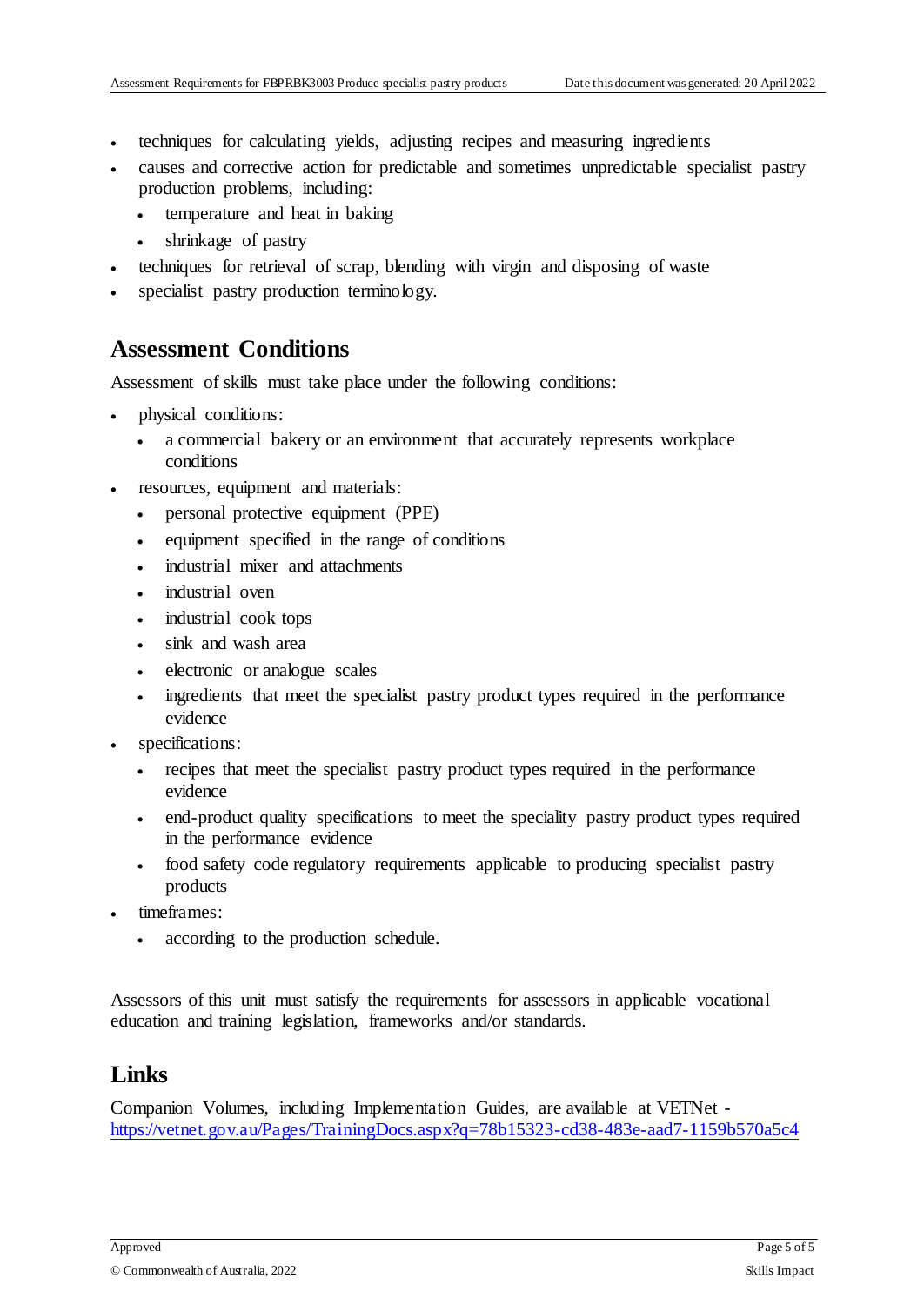- techniques for calculating yields, adjusting recipes and measuring ingredients
- causes and corrective action for predictable and sometimes unpredictable specialist pastry production problems, including:
  - temperature and heat in baking
  - shrinkage of pastry
- techniques for retrieval of scrap, blending with virgin and disposing of waste
- specialist pastry production terminology.

## Assessment Conditions

Assessment of skills must take place under the following conditions:

- physical conditions:
  - a commercial bakery or an environment that accurately represents workplace conditions
- resources, equipment and materials:
  - personal protective equipment (PPE)
  - equipment specified in the range of conditions
  - industrial mixer and attachments
  - industrial oven
  - industrial cook tops
  - sink and wash area
  - electronic or analogue scales
  - ingredients that meet the specialist pastry product types required in the performance evidence
- specifications:
  - recipes that meet the specialist pastry product types required in the performance evidence
  - end-product quality specifications to meet the speciality pastry product types required in the performance evidence
  - food safety code regulatory requirements applicable to producing specialist pastry products
- timeframes:
  - according to the production schedule.

Assessors of this unit must satisfy the requirements for assessors in applicable vocational education and training legislation, frameworks and/or standards.

## Links

Companion Volumes, including Implementation Guides, are available at VETNet - https://vetnet.gov.au/Pages/TrainingDocs.aspx?q=78b15323-cd38-483e-aad7-1159b570a5c4